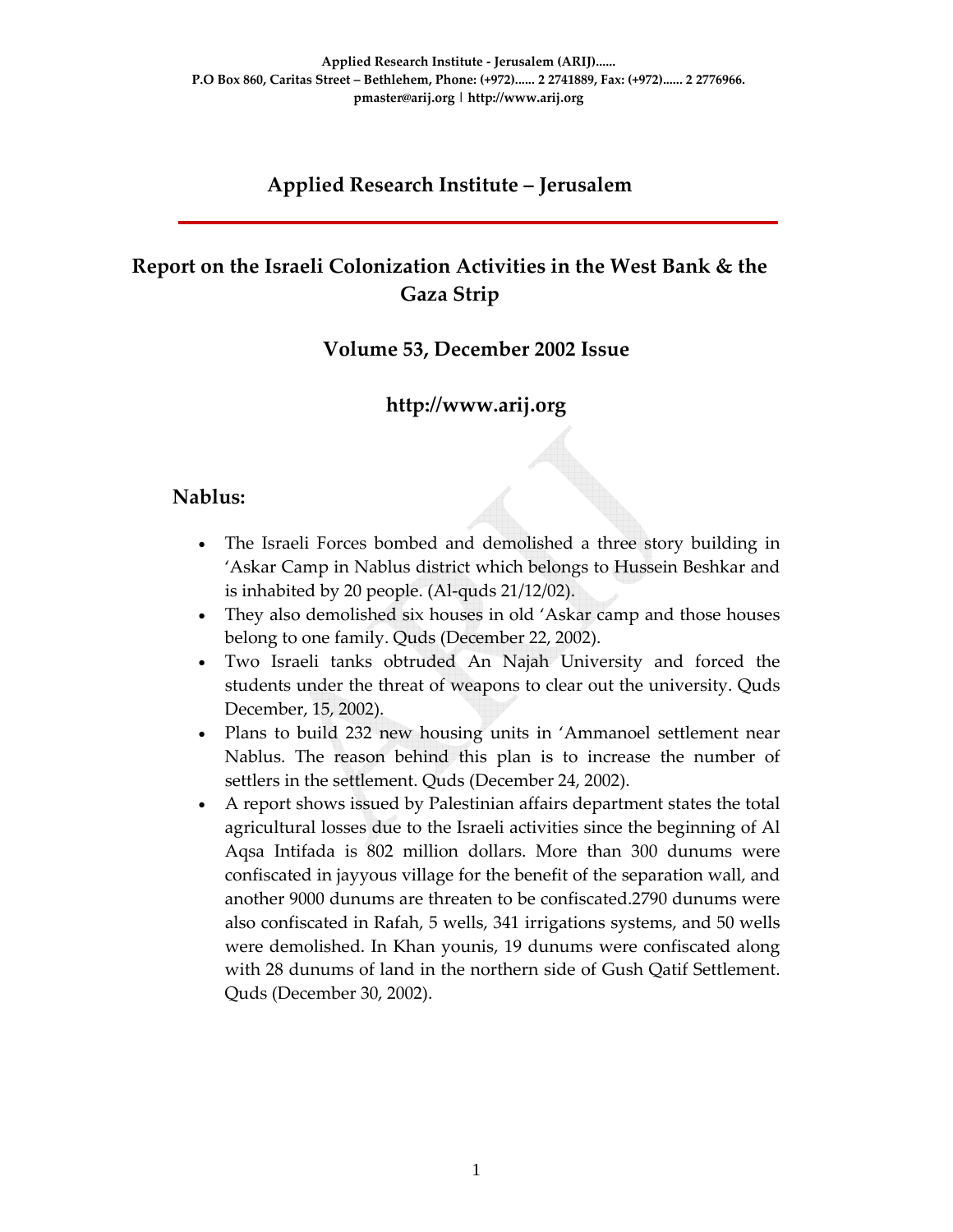Applied Research Institute - Jerusalem (ARIJ)......
P.O Box 860, Caritas Street – Bethlehem, Phone: (+972)...... 2 2741889, Fax: (+972)...... 2 2776966.
pmaster@arij.org | http://www.arij.org

# Applied Research Institute – Jerusalem

## Report on the Israeli Colonization Activities in the West Bank & the Gaza Strip

### Volume 53, December 2002 Issue

### http://www.arij.org

## Nablus:

- The Israeli Forces bombed and demolished a three story building in 'Askar Camp in Nablus district which belongs to Hussein Beshkar and is inhabited by 20 people. (Al-quds 21/12/02).
- They also demolished six houses in old 'Askar camp and those houses belong to one family. Quds (December 22, 2002).
- Two Israeli tanks obtruded An Najah University and forced the students under the threat of weapons to clear out the university. Quds December, 15, 2002).
- Plans to build 232 new housing units in 'Ammanoel settlement near Nablus. The reason behind this plan is to increase the number of settlers in the settlement. Quds (December 24, 2002).
- A report shows issued by Palestinian affairs department states the total agricultural losses due to the Israeli activities since the beginning of Al Aqsa Intifada is 802 million dollars. More than 300 dunums were confiscated in jayyous village for the benefit of the separation wall, and another 9000 dunums are threaten to be confiscated.2790 dunums were also confiscated in Rafah, 5 wells, 341 irrigations systems, and 50 wells were demolished. In Khan younis, 19 dunums were confiscated along with 28 dunums of land in the northern side of Gush Qatif Settlement. Quds (December 30, 2002).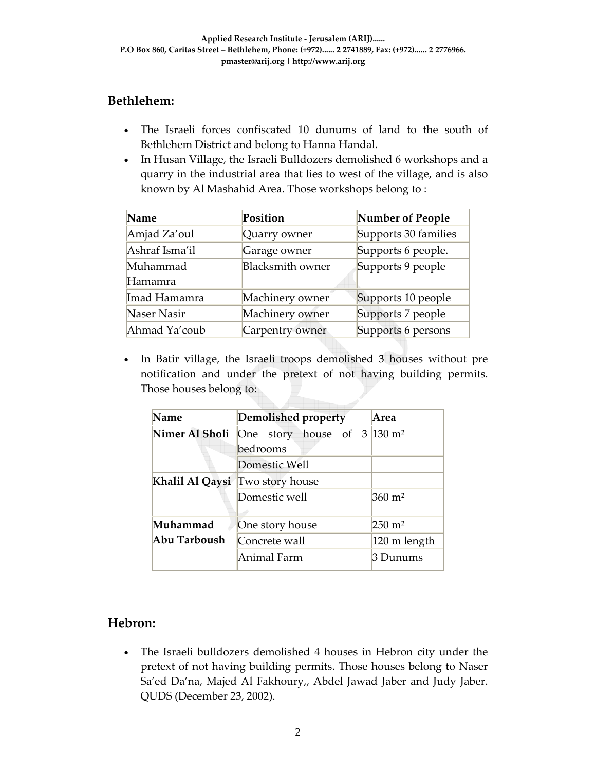## Bethlehem:

- The Israeli forces confiscated 10 dunums of land to the south of Bethlehem District and belong to Hanna Handal.
- In Husan Village, the Israeli Bulldozers demolished 6 workshops and a quarry in the industrial area that lies to west of the village, and is also known by Al Mashahid Area. Those workshops belong to :

| Name | Position | Number of People |
|---|---|---|
| Amjad Za'oul | Quarry owner | Supports 30 families |
| Ashraf Isma'il | Garage owner | Supports 6 people. |
| Muhammad Hamamra | Blacksmith owner | Supports 9 people |
| Imad Hamamra | Machinery owner | Supports 10 people |
| Naser Nasir | Machinery owner | Supports 7 people |
| Ahmad Ya'coub | Carpentry owner | Supports 6 persons |

- In Batir village, the Israeli troops demolished 3 houses without pre notification and under the pretext of not having building permits. Those houses belong to:

| Name | Demolished property | Area |
|---|---|---|
| **Nimer Al Sholi** | One story house of 3 bedrooms | 130 m² |
| | Domestic Well | |
| **Khalil Al Qaysi** | Two story house | |
| | Domestic well | 360 m² |
| **Muhammad Abu Tarboush** | One story house | 250 m² |
| | Concrete wall | 120 m length |
| | Animal Farm | 3 Dunums |

## Hebron:

- The Israeli bulldozers demolished 4 houses in Hebron city under the pretext of not having building permits. Those houses belong to Naser Sa'ed Da'na, Majed Al Fakhoury,, Abdel Jawad Jaber and Judy Jaber. QUDS (December 23, 2002).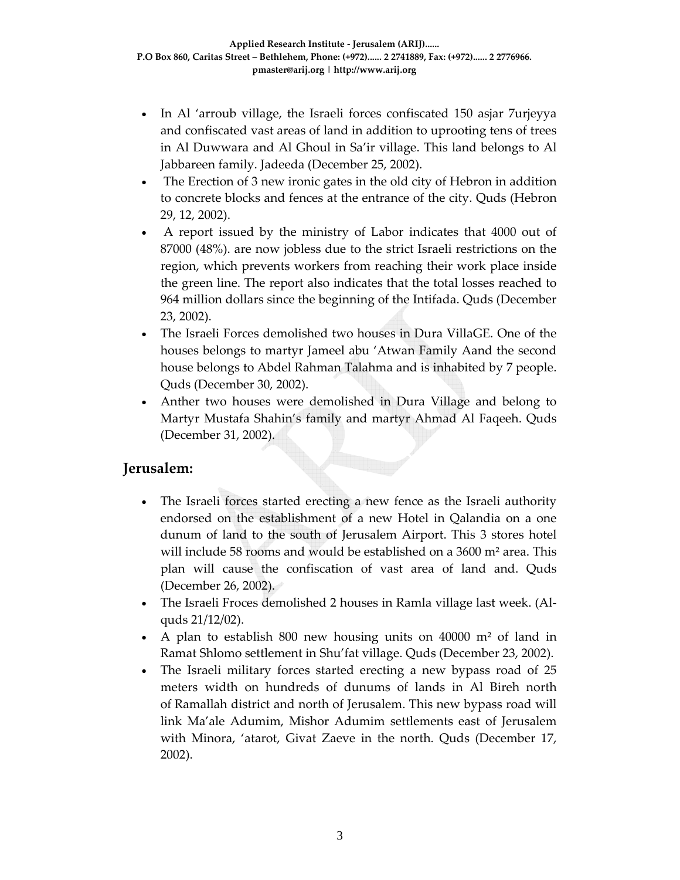- In Al 'arroub village, the Israeli forces confiscated 150 asjar 7urjeyya and confiscated vast areas of land in addition to uprooting tens of trees in Al Duwwara and Al Ghoul in Sa'ir village. This land belongs to Al Jabbareen family. Jadeeda (December 25, 2002).
- The Erection of 3 new ironic gates in the old city of Hebron in addition to concrete blocks and fences at the entrance of the city. Quds (Hebron 29, 12, 2002).
- A report issued by the ministry of Labor indicates that 4000 out of 87000 (48%). are now jobless due to the strict Israeli restrictions on the region, which prevents workers from reaching their work place inside the green line. The report also indicates that the total losses reached to 964 million dollars since the beginning of the Intifada. Quds (December 23, 2002).
- The Israeli Forces demolished two houses in Dura VillaGE. One of the houses belongs to martyr Jameel abu 'Atwan Family Aand the second house belongs to Abdel Rahman Talahma and is inhabited by 7 people. Quds (December 30, 2002).
- Anther two houses were demolished in Dura Village and belong to Martyr Mustafa Shahin's family and martyr Ahmad Al Faqeeh. Quds (December 31, 2002).

## Jerusalem:

- The Israeli forces started erecting a new fence as the Israeli authority endorsed on the establishment of a new Hotel in Qalandia on a one dunum of land to the south of Jerusalem Airport. This 3 stores hotel will include 58 rooms and would be established on a 3600 m² area. This plan will cause the confiscation of vast area of land and. Quds (December 26, 2002).
- The Israeli Froces demolished 2 houses in Ramla village last week. (Al-quds 21/12/02).
- A plan to establish 800 new housing units on 40000 m² of land in Ramat Shlomo settlement in Shu'fat village. Quds (December 23, 2002).
- The Israeli military forces started erecting a new bypass road of 25 meters width on hundreds of dunums of lands in Al Bireh north of Ramallah district and north of Jerusalem. This new bypass road will link Ma'ale Adumim, Mishor Adumim settlements east of Jerusalem with Minora, 'atarot, Givat Zaeve in the north. Quds (December 17, 2002).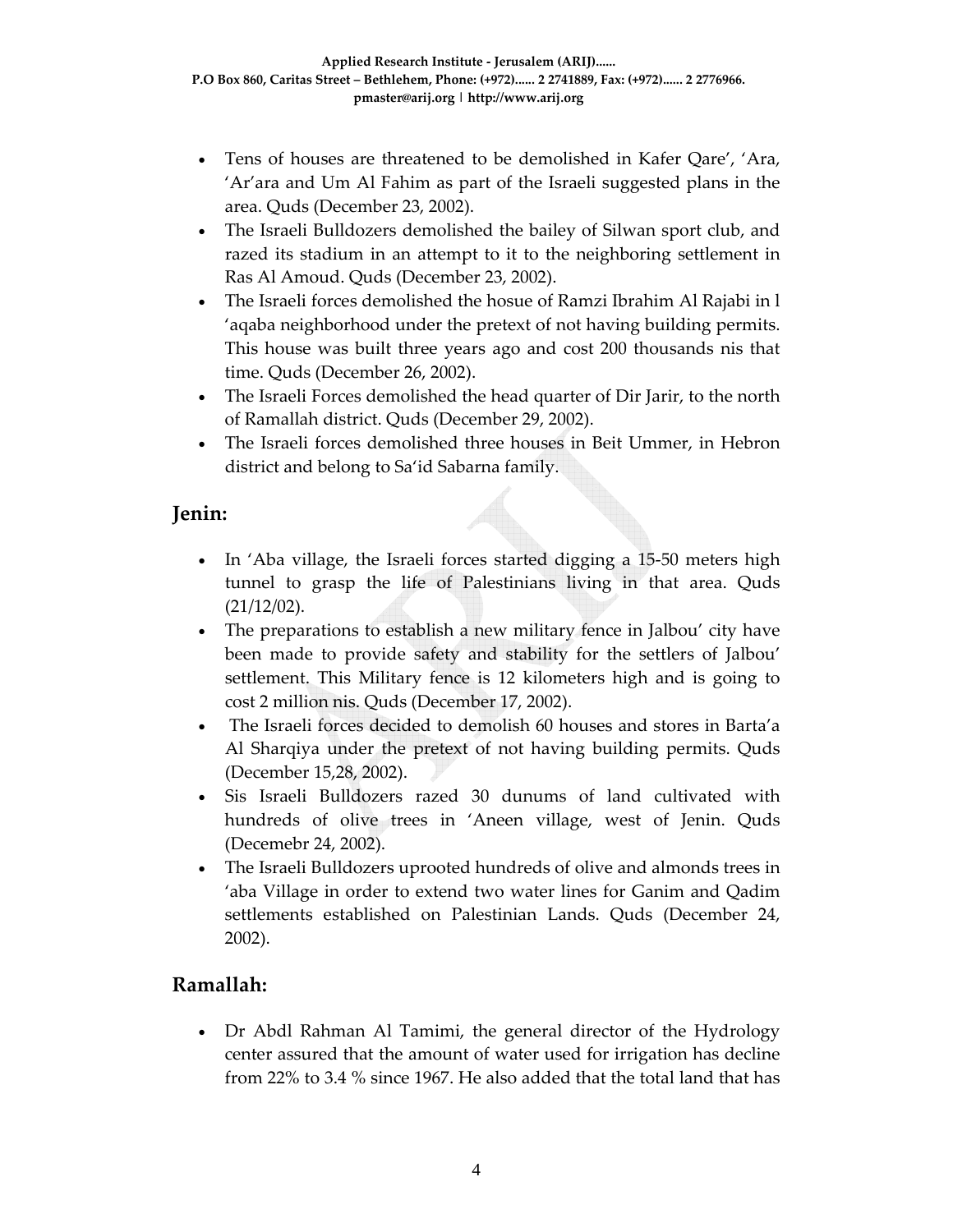- Tens of houses are threatened to be demolished in Kafer Qare', 'Ara, 'Ar'ara and Um Al Fahim as part of the Israeli suggested plans in the area. Quds (December 23, 2002).
- The Israeli Bulldozers demolished the bailey of Silwan sport club, and razed its stadium in an attempt to it to the neighboring settlement in Ras Al Amoud. Quds (December 23, 2002).
- The Israeli forces demolished the hosue of Ramzi Ibrahim Al Rajabi in l 'aqaba neighborhood under the pretext of not having building permits. This house was built three years ago and cost 200 thousands nis that time. Quds (December 26, 2002).
- The Israeli Forces demolished the head quarter of Dir Jarir, to the north of Ramallah district. Quds (December 29, 2002).
- The Israeli forces demolished three houses in Beit Ummer, in Hebron district and belong to Sa'id Sabarna family.

## Jenin:

- In 'Aba village, the Israeli forces started digging a 15-50 meters high tunnel to grasp the life of Palestinians living in that area. Quds (21/12/02).
- The preparations to establish a new military fence in Jalbou' city have been made to provide safety and stability for the settlers of Jalbou' settlement. This Military fence is 12 kilometers high and is going to cost 2 million nis. Quds (December 17, 2002).
- The Israeli forces decided to demolish 60 houses and stores in Barta'a Al Sharqiya under the pretext of not having building permits. Quds (December 15,28, 2002).
- Sis Israeli Bulldozers razed 30 dunums of land cultivated with hundreds of olive trees in 'Aneen village, west of Jenin. Quds (Decemebr 24, 2002).
- The Israeli Bulldozers uprooted hundreds of olive and almonds trees in 'aba Village in order to extend two water lines for Ganim and Qadim settlements established on Palestinian Lands. Quds (December 24, 2002).

## Ramallah:

- Dr Abdl Rahman Al Tamimi, the general director of the Hydrology center assured that the amount of water used for irrigation has decline from 22% to 3.4 % since 1967. He also added that the total land that has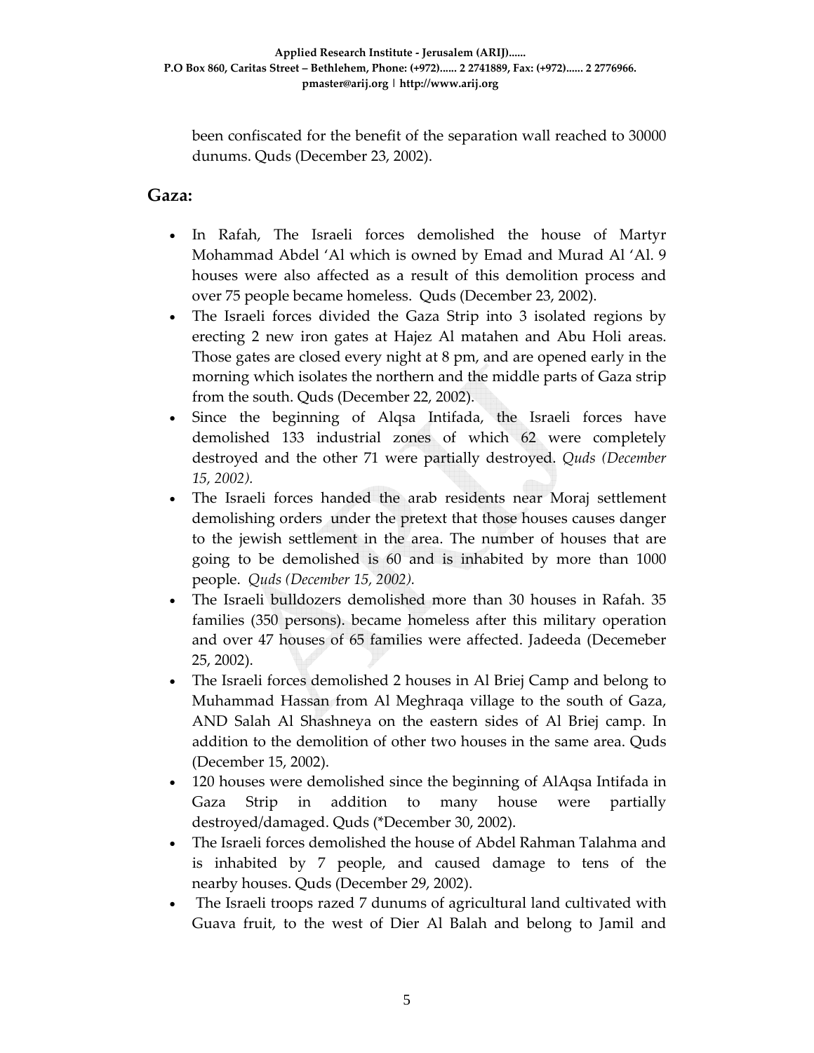been confiscated for the benefit of the separation wall reached to 30000 dunums. Quds (December 23, 2002).

## Gaza:

- In Rafah, The Israeli forces demolished the house of Martyr Mohammad Abdel 'Al which is owned by Emad and Murad Al 'Al. 9 houses were also affected as a result of this demolition process and over 75 people became homeless. Quds (December 23, 2002).
- The Israeli forces divided the Gaza Strip into 3 isolated regions by erecting 2 new iron gates at Hajez Al matahen and Abu Holi areas. Those gates are closed every night at 8 pm, and are opened early in the morning which isolates the northern and the middle parts of Gaza strip from the south. Quds (December 22, 2002).
- Since the beginning of Alqsa Intifada, the Israeli forces have demolished 133 industrial zones of which 62 were completely destroyed and the other 71 were partially destroyed. *Quds (December 15, 2002).*
- The Israeli forces handed the arab residents near Moraj settlement demolishing orders under the pretext that those houses causes danger to the jewish settlement in the area. The number of houses that are going to be demolished is 60 and is inhabited by more than 1000 people. *Quds (December 15, 2002).*
- The Israeli bulldozers demolished more than 30 houses in Rafah. 35 families (350 persons). became homeless after this military operation and over 47 houses of 65 families were affected. Jadeeda (Decemeber 25, 2002).
- The Israeli forces demolished 2 houses in Al Briej Camp and belong to Muhammad Hassan from Al Meghraqa village to the south of Gaza, AND Salah Al Shashneya on the eastern sides of Al Briej camp. In addition to the demolition of other two houses in the same area. Quds (December 15, 2002).
- 120 houses were demolished since the beginning of AlAqsa Intifada in Gaza Strip in addition to many house were partially destroyed/damaged. Quds (*December 30, 2002).
- The Israeli forces demolished the house of Abdel Rahman Talahma and is inhabited by 7 people, and caused damage to tens of the nearby houses. Quds (December 29, 2002).
- The Israeli troops razed 7 dunums of agricultural land cultivated with Guava fruit, to the west of Dier Al Balah and belong to Jamil and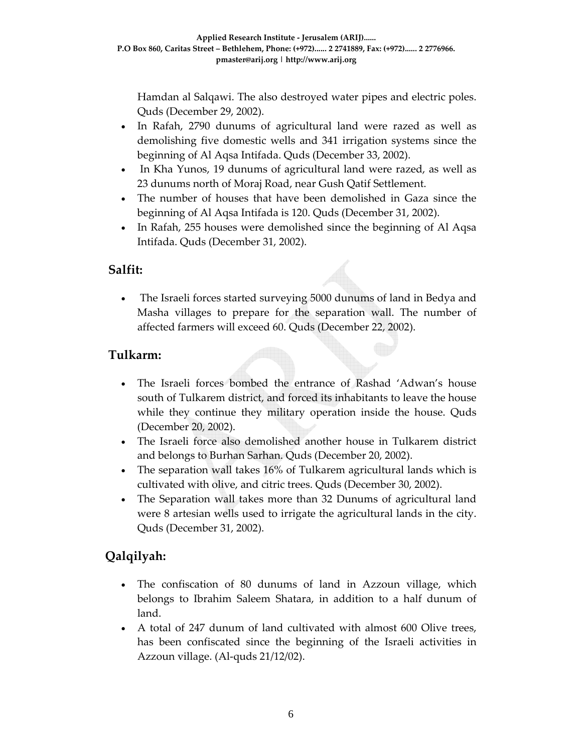Hamdan al Salqawi. The also destroyed water pipes and electric poles. Quds (December 29, 2002).

- In Rafah, 2790 dunums of agricultural land were razed as well as demolishing five domestic wells and 341 irrigation systems since the beginning of Al Aqsa Intifada. Quds (December 33, 2002).
- In Kha Yunos, 19 dunums of agricultural land were razed, as well as 23 dunums north of Moraj Road, near Gush Qatif Settlement.
- The number of houses that have been demolished in Gaza since the beginning of Al Aqsa Intifada is 120. Quds (December 31, 2002).
- In Rafah, 255 houses were demolished since the beginning of Al Aqsa Intifada. Quds (December 31, 2002).

## Salfit:

- The Israeli forces started surveying 5000 dunums of land in Bedya and Masha villages to prepare for the separation wall. The number of affected farmers will exceed 60. Quds (December 22, 2002).

## Tulkarm:

- The Israeli forces bombed the entrance of Rashad 'Adwan's house south of Tulkarem district, and forced its inhabitants to leave the house while they continue they military operation inside the house. Quds (December 20, 2002).
- The Israeli force also demolished another house in Tulkarem district and belongs to Burhan Sarhan. Quds (December 20, 2002).
- The separation wall takes 16% of Tulkarem agricultural lands which is cultivated with olive, and citric trees. Quds (December 30, 2002).
- The Separation wall takes more than 32 Dunums of agricultural land were 8 artesian wells used to irrigate the agricultural lands in the city. Quds (December 31, 2002).

## Qalqilyah:

- The confiscation of 80 dunums of land in Azzoun village, which belongs to Ibrahim Saleem Shatara, in addition to a half dunum of land.
- A total of 247 dunum of land cultivated with almost 600 Olive trees, has been confiscated since the beginning of the Israeli activities in Azzoun village. (Al-quds 21/12/02).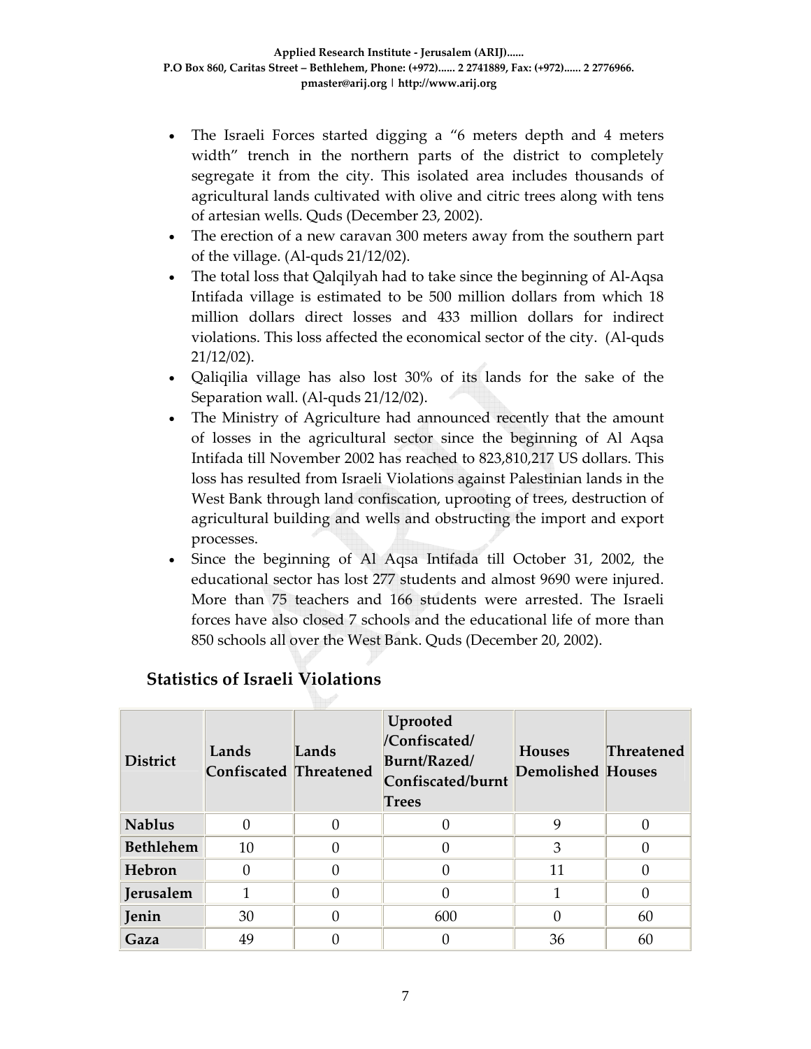- The Israeli Forces started digging a "6 meters depth and 4 meters width" trench in the northern parts of the district to completely segregate it from the city. This isolated area includes thousands of agricultural lands cultivated with olive and citric trees along with tens of artesian wells. Quds (December 23, 2002).
- The erection of a new caravan 300 meters away from the southern part of the village. (Al-quds 21/12/02).
- The total loss that Qalqilyah had to take since the beginning of Al-Aqsa Intifada village is estimated to be 500 million dollars from which 18 million dollars direct losses and 433 million dollars for indirect violations. This loss affected the economical sector of the city. (Al-quds 21/12/02).
- Qaliqilia village has also lost 30% of its lands for the sake of the Separation wall. (Al-quds 21/12/02).
- The Ministry of Agriculture had announced recently that the amount of losses in the agricultural sector since the beginning of Al Aqsa Intifada till November 2002 has reached to 823,810,217 US dollars. This loss has resulted from Israeli Violations against Palestinian lands in the West Bank through land confiscation, uprooting of trees, destruction of agricultural building and wells and obstructing the import and export processes.
- Since the beginning of Al Aqsa Intifada till October 31, 2002, the educational sector has lost 277 students and almost 9690 were injured. More than 75 teachers and 166 students were arrested. The Israeli forces have also closed 7 schools and the educational life of more than 850 schools all over the West Bank. Quds (December 20, 2002).

## Statistics of Israeli Violations

| District | Lands Confiscated | Lands Threatened | Uprooted /Confiscated/ Burnt/Razed/ Confiscated/burnt Trees | Houses Demolished | Threatened Houses |
|---|---|---|---|---|---|
| **Nablus** | 0 | 0 | 0 | 9 | 0 |
| **Bethlehem** | 10 | 0 | 0 | 3 | 0 |
| **Hebron** | 0 | 0 | 0 | 11 | 0 |
| **Jerusalem** | 1 | 0 | 0 | 1 | 0 |
| **Jenin** | 30 | 0 | 600 | 0 | 60 |
| **Gaza** | 49 | 0 | 0 | 36 | 60 |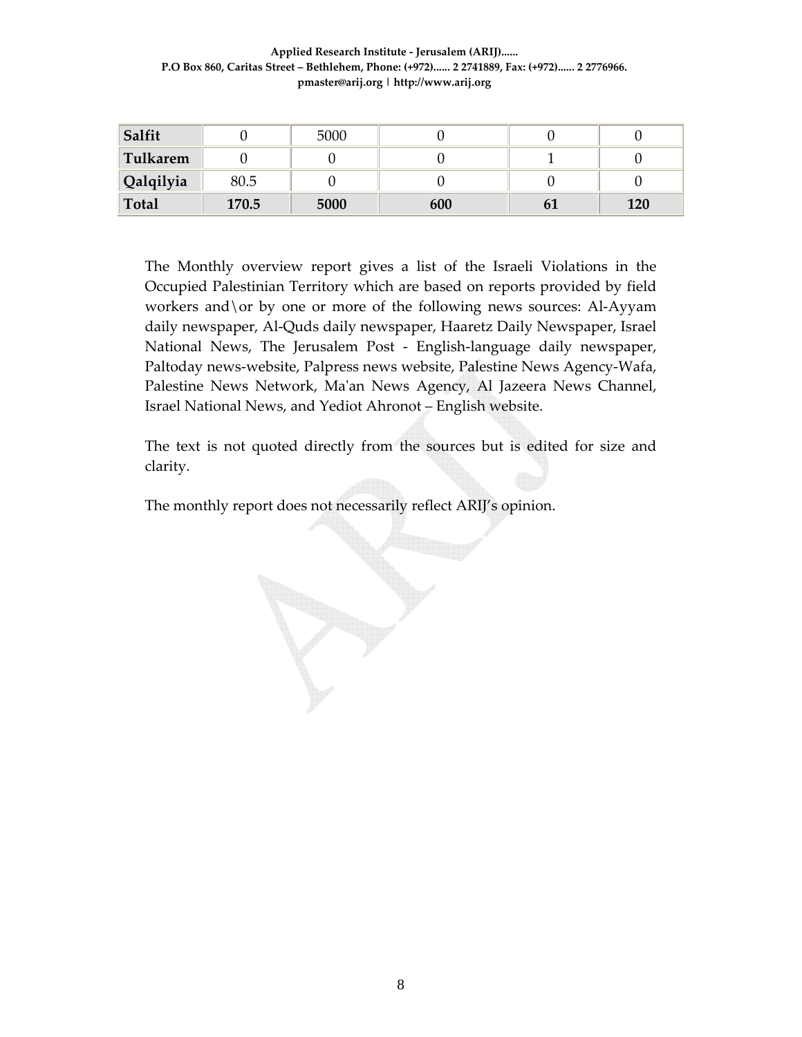| | | | | | |
|---|---|---|---|---|---|
| **Salfit** | 0 | 5000 | 0 | 0 | 0 |
| **Tulkarem** | 0 | 0 | 0 | 1 | 0 |
| **Qalqilyia** | 80.5 | 0 | 0 | 0 | 0 |
| **Total** | **170.5** | **5000** | **600** | **61** | **120** |

The Monthly overview report gives a list of the Israeli Violations in the Occupied Palestinian Territory which are based on reports provided by field workers and\or by one or more of the following news sources: Al-Ayyam daily newspaper, Al-Quds daily newspaper, Haaretz Daily Newspaper, Israel National News, The Jerusalem Post - English-language daily newspaper, Paltoday news-website, Palpress news website, Palestine News Agency-Wafa, Palestine News Network, Ma'an News Agency, Al Jazeera News Channel, Israel National News, and Yediot Ahronot – English website.

The text is not quoted directly from the sources but is edited for size and clarity.

The monthly report does not necessarily reflect ARIJ's opinion.